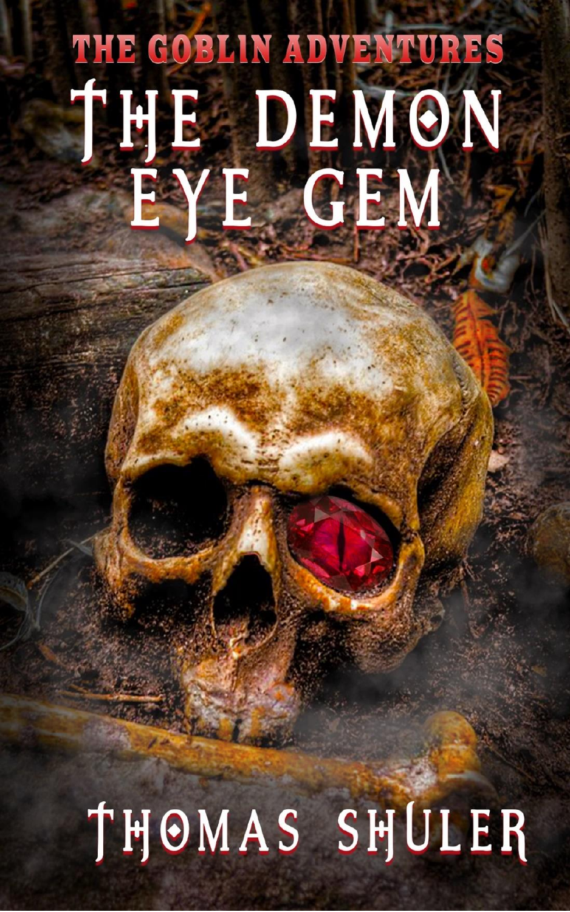THE GOBLIN ADVENTURES

# THE DEMON EYE GEM

THOMAS SHULER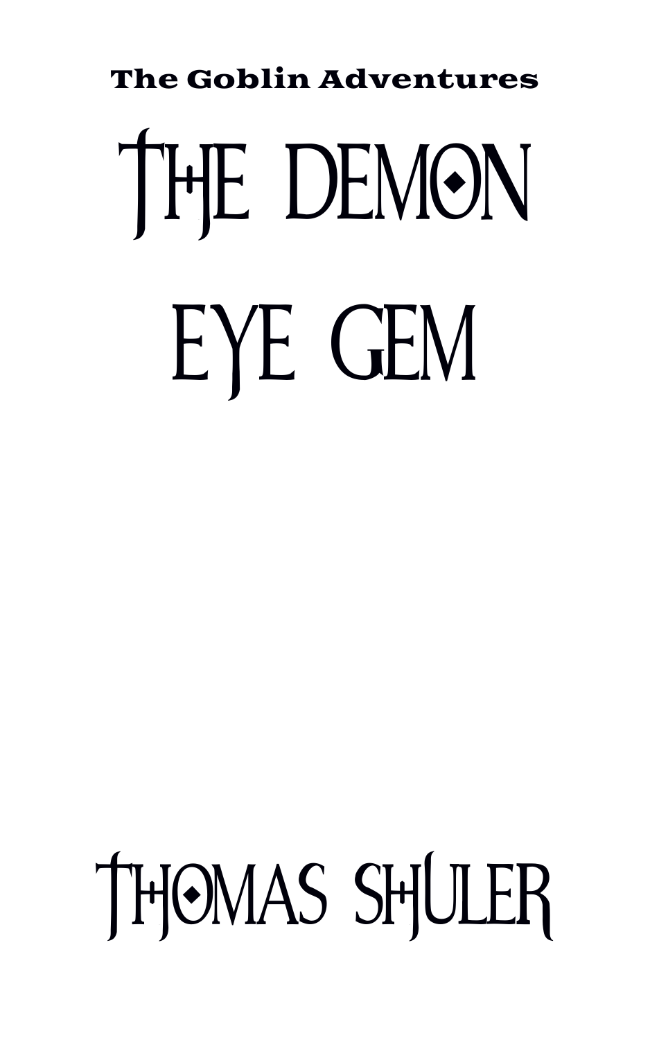**The Goblin Adventures**

# THE DEMON EYE GEM

THOMAS SHULER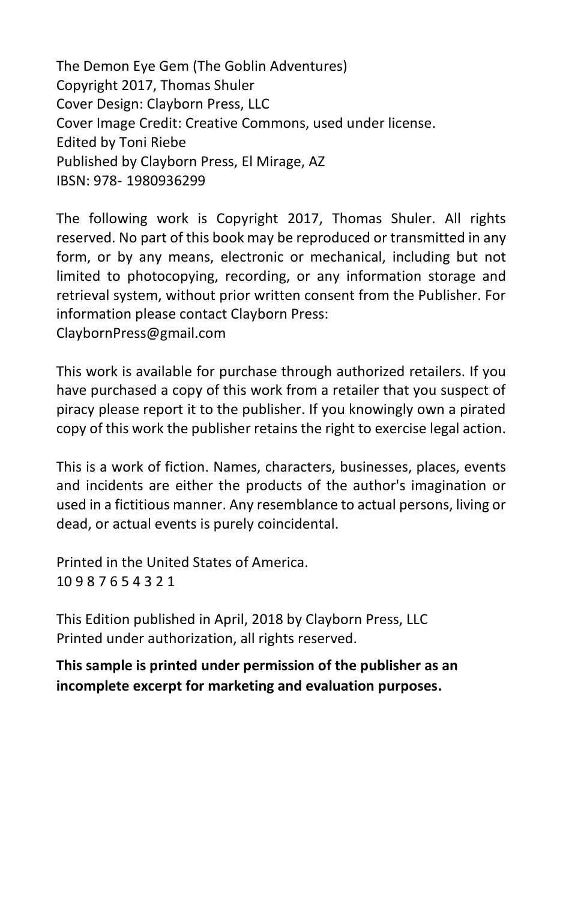The Demon Eye Gem (The Goblin Adventures)
Copyright 2017, Thomas Shuler
Cover Design: Clayborn Press, LLC
Cover Image Credit: Creative Commons, used under license.
Edited by Toni Riebe
Published by Clayborn Press, El Mirage, AZ
IBSN: 978- 1980936299

The following work is Copyright 2017, Thomas Shuler. All rights reserved. No part of this book may be reproduced or transmitted in any form, or by any means, electronic or mechanical, including but not limited to photocopying, recording, or any information storage and retrieval system, without prior written consent from the Publisher. For information please contact Clayborn Press:
ClaybornPress@gmail.com

This work is available for purchase through authorized retailers. If you have purchased a copy of this work from a retailer that you suspect of piracy please report it to the publisher. If you knowingly own a pirated copy of this work the publisher retains the right to exercise legal action.

This is a work of fiction. Names, characters, businesses, places, events and incidents are either the products of the author's imagination or used in a fictitious manner. Any resemblance to actual persons, living or dead, or actual events is purely coincidental.

Printed in the United States of America.
10 9 8 7 6 5 4 3 2 1

This Edition published in April, 2018 by Clayborn Press, LLC
Printed under authorization, all rights reserved.

**This sample is printed under permission of the publisher as an incomplete excerpt for marketing and evaluation purposes.**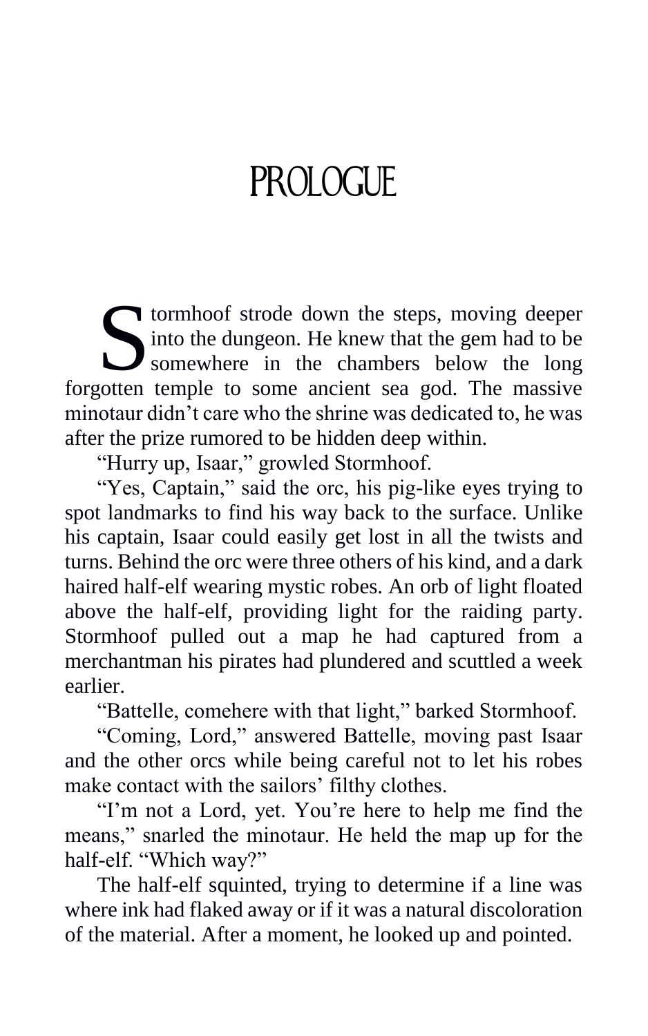# PROLOGUE

Stormhoof strode down the steps, moving deeper into the dungeon. He knew that the gem had to be somewhere in the chambers below the long forgotten temple to some ancient sea god. The massive minotaur didn't care who the shrine was dedicated to, he was after the prize rumored to be hidden deep within.

"Hurry up, Isaar," growled Stormhoof.

"Yes, Captain," said the orc, his pig-like eyes trying to spot landmarks to find his way back to the surface. Unlike his captain, Isaar could easily get lost in all the twists and turns. Behind the orc were three others of his kind, and a dark haired half-elf wearing mystic robes. An orb of light floated above the half-elf, providing light for the raiding party. Stormhoof pulled out a map he had captured from a merchantman his pirates had plundered and scuttled a week earlier.

"Battelle, comehere with that light," barked Stormhoof.

"Coming, Lord," answered Battelle, moving past Isaar and the other orcs while being careful not to let his robes make contact with the sailors' filthy clothes.

"I'm not a Lord, yet. You're here to help me find the means," snarled the minotaur. He held the map up for the half-elf. "Which way?"

The half-elf squinted, trying to determine if a line was where ink had flaked away or if it was a natural discoloration of the material. After a moment, he looked up and pointed.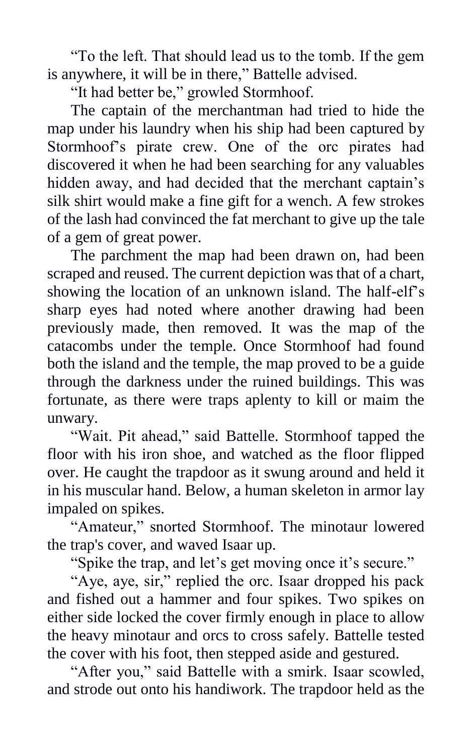“To the left. That should lead us to the tomb. If the gem is anywhere, it will be in there,” Battelle advised.

“It had better be,” growled Stormhoof.

The captain of the merchantman had tried to hide the map under his laundry when his ship had been captured by Stormhoof’s pirate crew. One of the orc pirates had discovered it when he had been searching for any valuables hidden away, and had decided that the merchant captain’s silk shirt would make a fine gift for a wench. A few strokes of the lash had convinced the fat merchant to give up the tale of a gem of great power.

The parchment the map had been drawn on, had been scraped and reused. The current depiction was that of a chart, showing the location of an unknown island. The half-elf’s sharp eyes had noted where another drawing had been previously made, then removed. It was the map of the catacombs under the temple. Once Stormhoof had found both the island and the temple, the map proved to be a guide through the darkness under the ruined buildings. This was fortunate, as there were traps aplenty to kill or maim the unwary.

“Wait. Pit ahead,” said Battelle. Stormhoof tapped the floor with his iron shoe, and watched as the floor flipped over. He caught the trapdoor as it swung around and held it in his muscular hand. Below, a human skeleton in armor lay impaled on spikes.

“Amateur,” snorted Stormhoof. The minotaur lowered the trap's cover, and waved Isaar up.

“Spike the trap, and let’s get moving once it’s secure.”

“Aye, aye, sir,” replied the orc. Isaar dropped his pack and fished out a hammer and four spikes. Two spikes on either side locked the cover firmly enough in place to allow the heavy minotaur and orcs to cross safely. Battelle tested the cover with his foot, then stepped aside and gestured.

“After you,” said Battelle with a smirk. Isaar scowled, and strode out onto his handiwork. The trapdoor held as the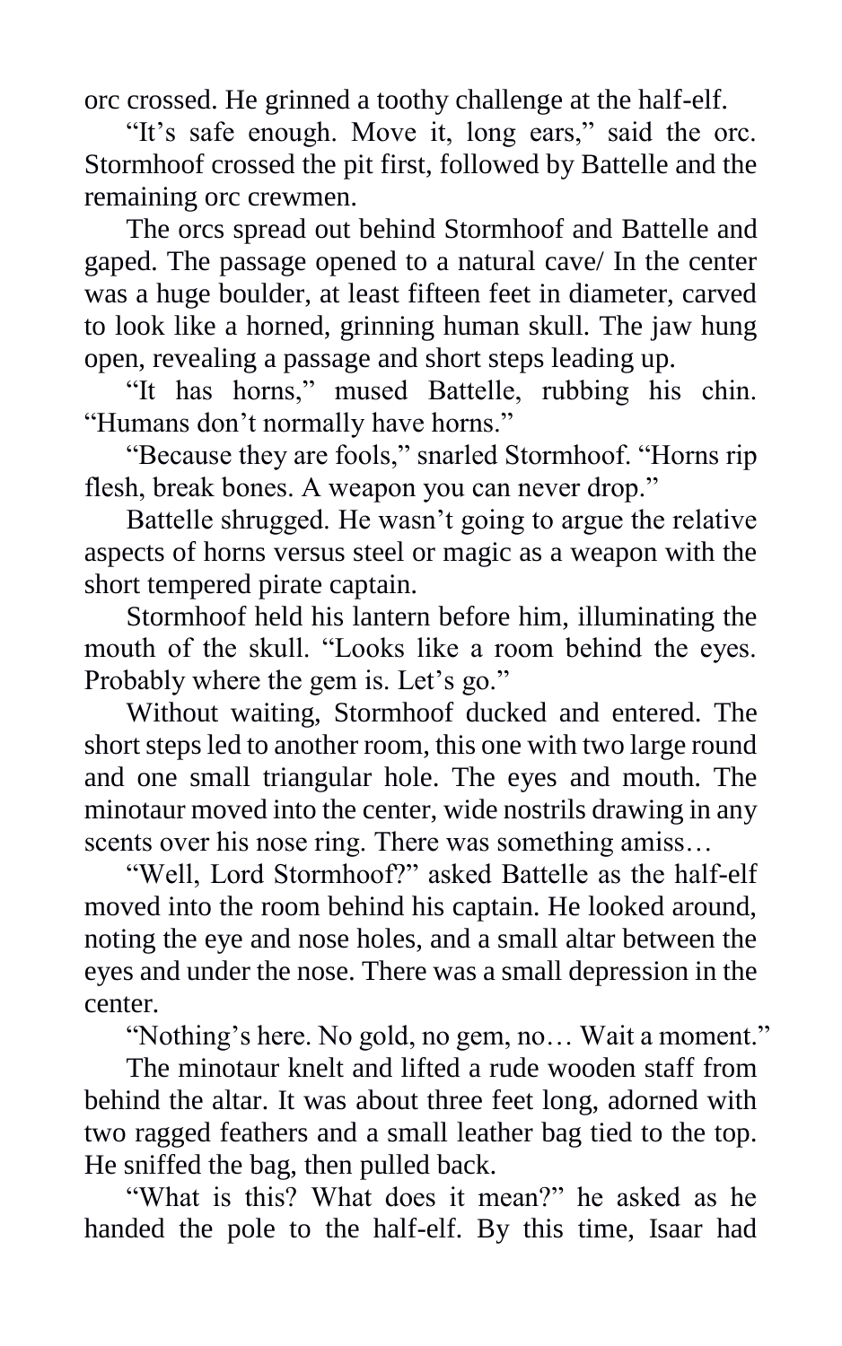orc crossed. He grinned a toothy challenge at the half-elf.

"It's safe enough. Move it, long ears," said the orc. Stormhoof crossed the pit first, followed by Battelle and the remaining orc crewmen.

The orcs spread out behind Stormhoof and Battelle and gaped. The passage opened to a natural cave/ In the center was a huge boulder, at least fifteen feet in diameter, carved to look like a horned, grinning human skull. The jaw hung open, revealing a passage and short steps leading up.

"It has horns," mused Battelle, rubbing his chin. "Humans don't normally have horns."

"Because they are fools," snarled Stormhoof. "Horns rip flesh, break bones. A weapon you can never drop."

Battelle shrugged. He wasn't going to argue the relative aspects of horns versus steel or magic as a weapon with the short tempered pirate captain.

Stormhoof held his lantern before him, illuminating the mouth of the skull. "Looks like a room behind the eyes. Probably where the gem is. Let's go."

Without waiting, Stormhoof ducked and entered. The short steps led to another room, this one with two large round and one small triangular hole. The eyes and mouth. The minotaur moved into the center, wide nostrils drawing in any scents over his nose ring. There was something amiss…

"Well, Lord Stormhoof?" asked Battelle as the half-elf moved into the room behind his captain. He looked around, noting the eye and nose holes, and a small altar between the eyes and under the nose. There was a small depression in the center.

"Nothing's here. No gold, no gem, no… Wait a moment."

The minotaur knelt and lifted a rude wooden staff from behind the altar. It was about three feet long, adorned with two ragged feathers and a small leather bag tied to the top. He sniffed the bag, then pulled back.

"What is this? What does it mean?" he asked as he handed the pole to the half-elf. By this time, Isaar had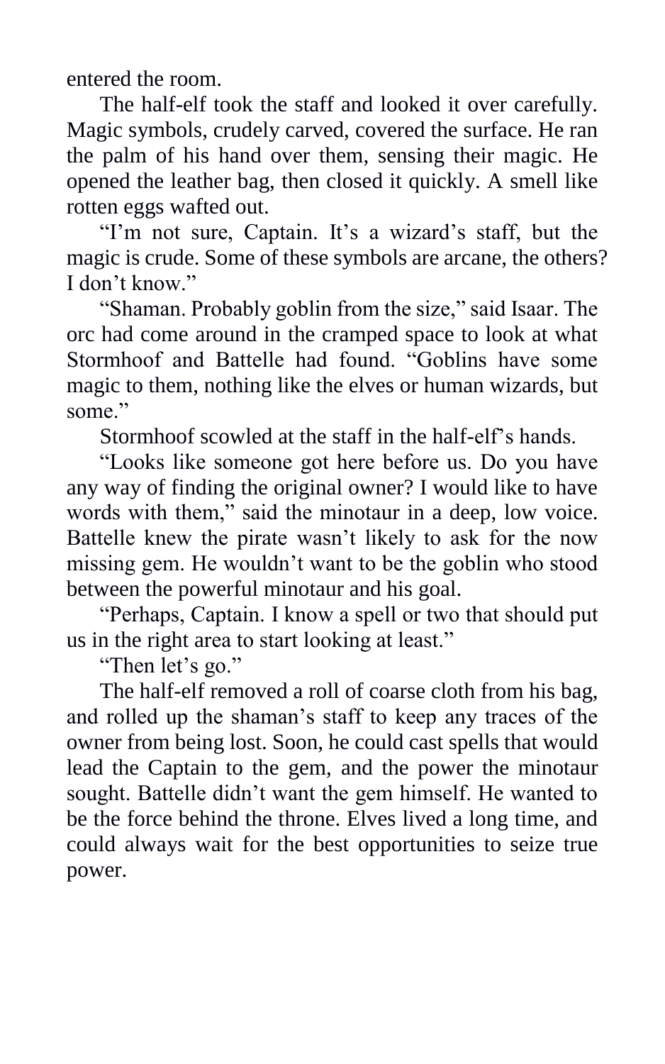entered the room.

The half-elf took the staff and looked it over carefully. Magic symbols, crudely carved, covered the surface. He ran the palm of his hand over them, sensing their magic. He opened the leather bag, then closed it quickly. A smell like rotten eggs wafted out.

"I'm not sure, Captain. It's a wizard's staff, but the magic is crude. Some of these symbols are arcane, the others? I don't know."

"Shaman. Probably goblin from the size," said Isaar. The orc had come around in the cramped space to look at what Stormhoof and Battelle had found. "Goblins have some magic to them, nothing like the elves or human wizards, but some."

Stormhoof scowled at the staff in the half-elf's hands.

"Looks like someone got here before us. Do you have any way of finding the original owner? I would like to have words with them," said the minotaur in a deep, low voice. Battelle knew the pirate wasn't likely to ask for the now missing gem. He wouldn't want to be the goblin who stood between the powerful minotaur and his goal.

"Perhaps, Captain. I know a spell or two that should put us in the right area to start looking at least."

"Then let's go."

The half-elf removed a roll of coarse cloth from his bag, and rolled up the shaman's staff to keep any traces of the owner from being lost. Soon, he could cast spells that would lead the Captain to the gem, and the power the minotaur sought. Battelle didn't want the gem himself. He wanted to be the force behind the throne. Elves lived a long time, and could always wait for the best opportunities to seize true power.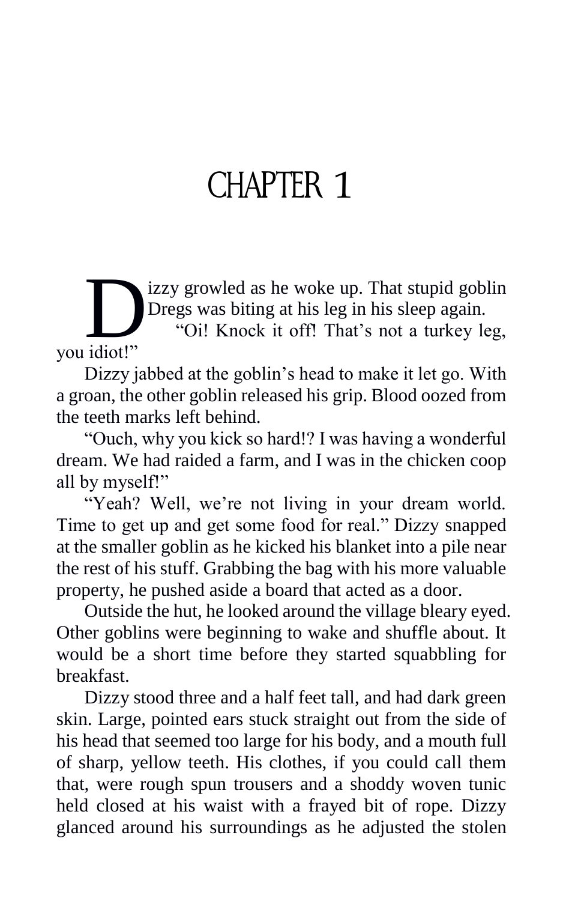# CHAPTER 1

Dizzy growled as he woke up. That stupid goblin Dregs was biting at his leg in his sleep again.

"Oi! Knock it off! That's not a turkey leg, you idiot!"

Dizzy jabbed at the goblin's head to make it let go. With a groan, the other goblin released his grip. Blood oozed from the teeth marks left behind.

"Ouch, why you kick so hard!? I was having a wonderful dream. We had raided a farm, and I was in the chicken coop all by myself!"

"Yeah? Well, we're not living in your dream world. Time to get up and get some food for real." Dizzy snapped at the smaller goblin as he kicked his blanket into a pile near the rest of his stuff. Grabbing the bag with his more valuable property, he pushed aside a board that acted as a door.

Outside the hut, he looked around the village bleary eyed. Other goblins were beginning to wake and shuffle about. It would be a short time before they started squabbling for breakfast.

Dizzy stood three and a half feet tall, and had dark green skin. Large, pointed ears stuck straight out from the side of his head that seemed too large for his body, and a mouth full of sharp, yellow teeth. His clothes, if you could call them that, were rough spun trousers and a shoddy woven tunic held closed at his waist with a frayed bit of rope. Dizzy glanced around his surroundings as he adjusted the stolen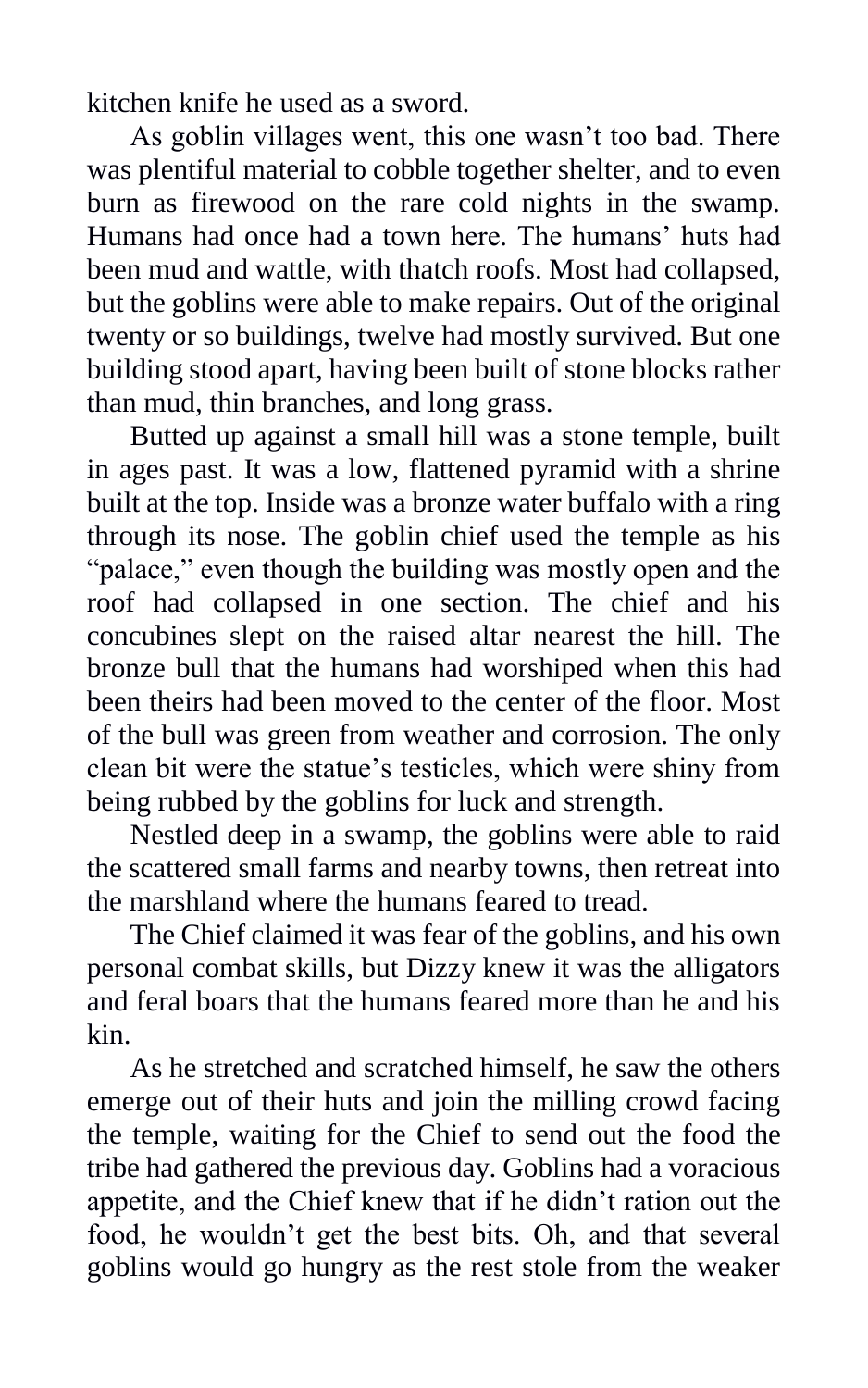kitchen knife he used as a sword.

As goblin villages went, this one wasn't too bad. There was plentiful material to cobble together shelter, and to even burn as firewood on the rare cold nights in the swamp. Humans had once had a town here. The humans' huts had been mud and wattle, with thatch roofs. Most had collapsed, but the goblins were able to make repairs. Out of the original twenty or so buildings, twelve had mostly survived. But one building stood apart, having been built of stone blocks rather than mud, thin branches, and long grass.

Butted up against a small hill was a stone temple, built in ages past. It was a low, flattened pyramid with a shrine built at the top. Inside was a bronze water buffalo with a ring through its nose. The goblin chief used the temple as his "palace," even though the building was mostly open and the roof had collapsed in one section. The chief and his concubines slept on the raised altar nearest the hill. The bronze bull that the humans had worshiped when this had been theirs had been moved to the center of the floor. Most of the bull was green from weather and corrosion. The only clean bit were the statue's testicles, which were shiny from being rubbed by the goblins for luck and strength.

Nestled deep in a swamp, the goblins were able to raid the scattered small farms and nearby towns, then retreat into the marshland where the humans feared to tread.

The Chief claimed it was fear of the goblins, and his own personal combat skills, but Dizzy knew it was the alligators and feral boars that the humans feared more than he and his kin.

As he stretched and scratched himself, he saw the others emerge out of their huts and join the milling crowd facing the temple, waiting for the Chief to send out the food the tribe had gathered the previous day. Goblins had a voracious appetite, and the Chief knew that if he didn't ration out the food, he wouldn't get the best bits. Oh, and that several goblins would go hungry as the rest stole from the weaker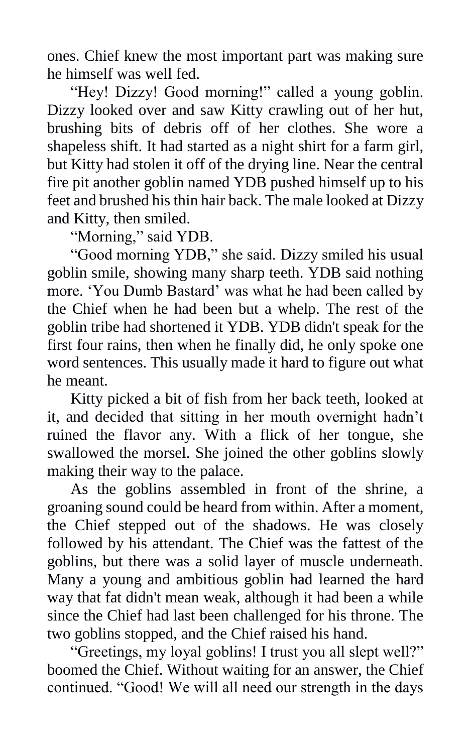ones. Chief knew the most important part was making sure he himself was well fed.

"Hey! Dizzy! Good morning!" called a young goblin. Dizzy looked over and saw Kitty crawling out of her hut, brushing bits of debris off of her clothes. She wore a shapeless shift. It had started as a night shirt for a farm girl, but Kitty had stolen it off of the drying line. Near the central fire pit another goblin named YDB pushed himself up to his feet and brushed his thin hair back. The male looked at Dizzy and Kitty, then smiled.

"Morning," said YDB.

"Good morning YDB," she said. Dizzy smiled his usual goblin smile, showing many sharp teeth. YDB said nothing more. 'You Dumb Bastard' was what he had been called by the Chief when he had been but a whelp. The rest of the goblin tribe had shortened it YDB. YDB didn't speak for the first four rains, then when he finally did, he only spoke one word sentences. This usually made it hard to figure out what he meant.

Kitty picked a bit of fish from her back teeth, looked at it, and decided that sitting in her mouth overnight hadn't ruined the flavor any. With a flick of her tongue, she swallowed the morsel. She joined the other goblins slowly making their way to the palace.

As the goblins assembled in front of the shrine, a groaning sound could be heard from within. After a moment, the Chief stepped out of the shadows. He was closely followed by his attendant. The Chief was the fattest of the goblins, but there was a solid layer of muscle underneath. Many a young and ambitious goblin had learned the hard way that fat didn't mean weak, although it had been a while since the Chief had last been challenged for his throne. The two goblins stopped, and the Chief raised his hand.

"Greetings, my loyal goblins! I trust you all slept well?" boomed the Chief. Without waiting for an answer, the Chief continued. "Good! We will all need our strength in the days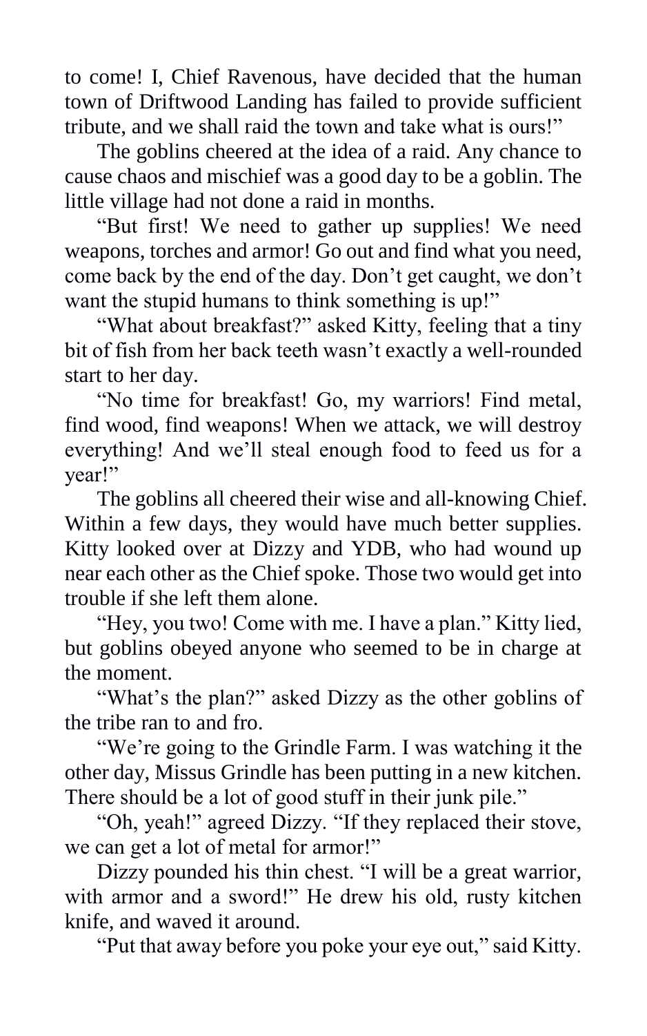to come! I, Chief Ravenous, have decided that the human town of Driftwood Landing has failed to provide sufficient tribute, and we shall raid the town and take what is ours!"

The goblins cheered at the idea of a raid. Any chance to cause chaos and mischief was a good day to be a goblin. The little village had not done a raid in months.

"But first! We need to gather up supplies! We need weapons, torches and armor! Go out and find what you need, come back by the end of the day. Don't get caught, we don't want the stupid humans to think something is up!"

"What about breakfast?" asked Kitty, feeling that a tiny bit of fish from her back teeth wasn't exactly a well-rounded start to her day.

"No time for breakfast! Go, my warriors! Find metal, find wood, find weapons! When we attack, we will destroy everything! And we'll steal enough food to feed us for a year!"

The goblins all cheered their wise and all-knowing Chief. Within a few days, they would have much better supplies. Kitty looked over at Dizzy and YDB, who had wound up near each other as the Chief spoke. Those two would get into trouble if she left them alone.

"Hey, you two! Come with me. I have a plan." Kitty lied, but goblins obeyed anyone who seemed to be in charge at the moment.

"What's the plan?" asked Dizzy as the other goblins of the tribe ran to and fro.

"We're going to the Grindle Farm. I was watching it the other day, Missus Grindle has been putting in a new kitchen. There should be a lot of good stuff in their junk pile."

"Oh, yeah!" agreed Dizzy. "If they replaced their stove, we can get a lot of metal for armor!"

Dizzy pounded his thin chest. "I will be a great warrior, with armor and a sword!" He drew his old, rusty kitchen knife, and waved it around.

"Put that away before you poke your eye out," said Kitty.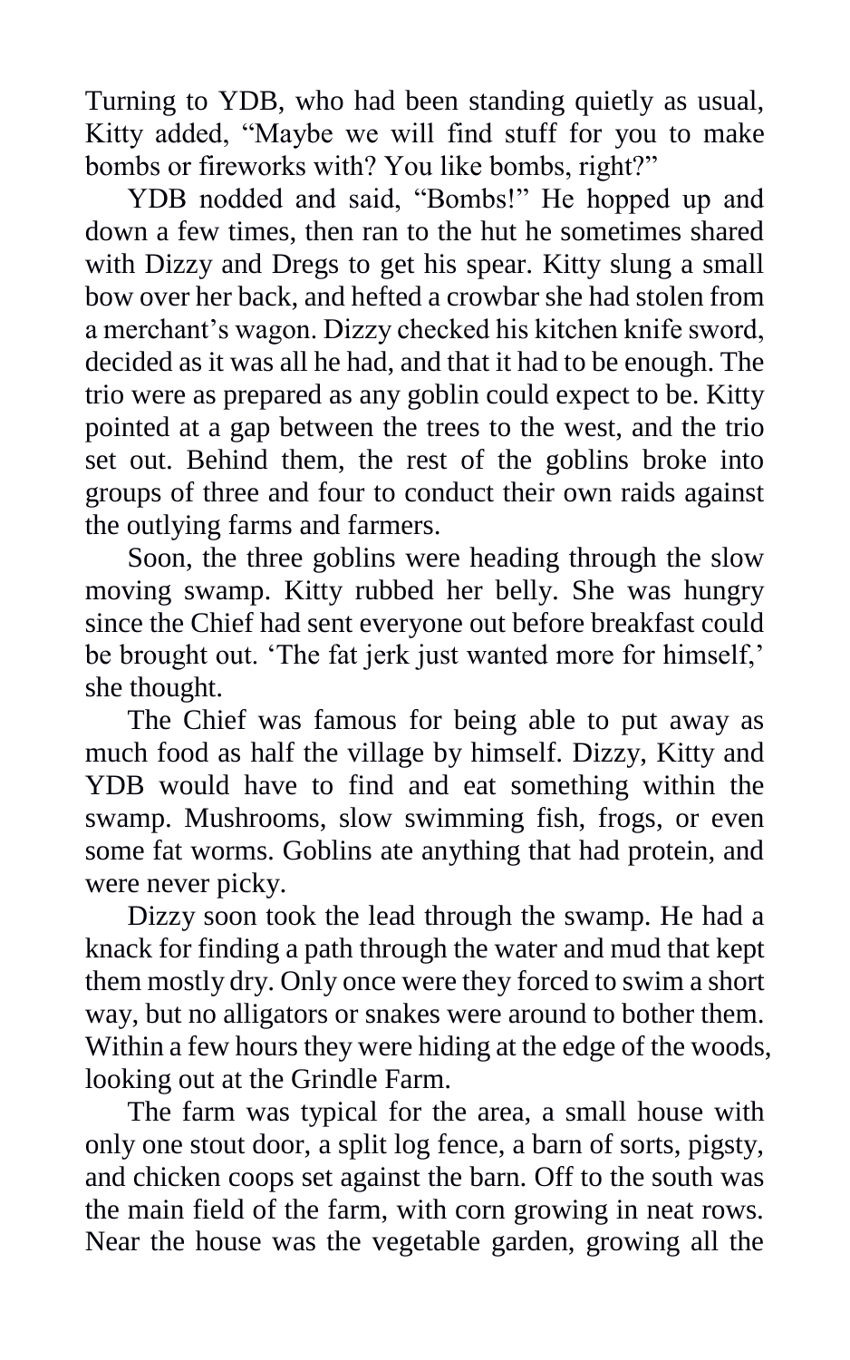Turning to YDB, who had been standing quietly as usual, Kitty added, “Maybe we will find stuff for you to make bombs or fireworks with? You like bombs, right?”

YDB nodded and said, “Bombs!” He hopped up and down a few times, then ran to the hut he sometimes shared with Dizzy and Dregs to get his spear. Kitty slung a small bow over her back, and hefted a crowbar she had stolen from a merchant’s wagon. Dizzy checked his kitchen knife sword, decided as it was all he had, and that it had to be enough. The trio were as prepared as any goblin could expect to be. Kitty pointed at a gap between the trees to the west, and the trio set out. Behind them, the rest of the goblins broke into groups of three and four to conduct their own raids against the outlying farms and farmers.

Soon, the three goblins were heading through the slow moving swamp. Kitty rubbed her belly. She was hungry since the Chief had sent everyone out before breakfast could be brought out. ‘The fat jerk just wanted more for himself,’ she thought.

The Chief was famous for being able to put away as much food as half the village by himself. Dizzy, Kitty and YDB would have to find and eat something within the swamp. Mushrooms, slow swimming fish, frogs, or even some fat worms. Goblins ate anything that had protein, and were never picky.

Dizzy soon took the lead through the swamp. He had a knack for finding a path through the water and mud that kept them mostly dry. Only once were they forced to swim a short way, but no alligators or snakes were around to bother them. Within a few hours they were hiding at the edge of the woods, looking out at the Grindle Farm.

The farm was typical for the area, a small house with only one stout door, a split log fence, a barn of sorts, pigsty, and chicken coops set against the barn. Off to the south was the main field of the farm, with corn growing in neat rows. Near the house was the vegetable garden, growing all the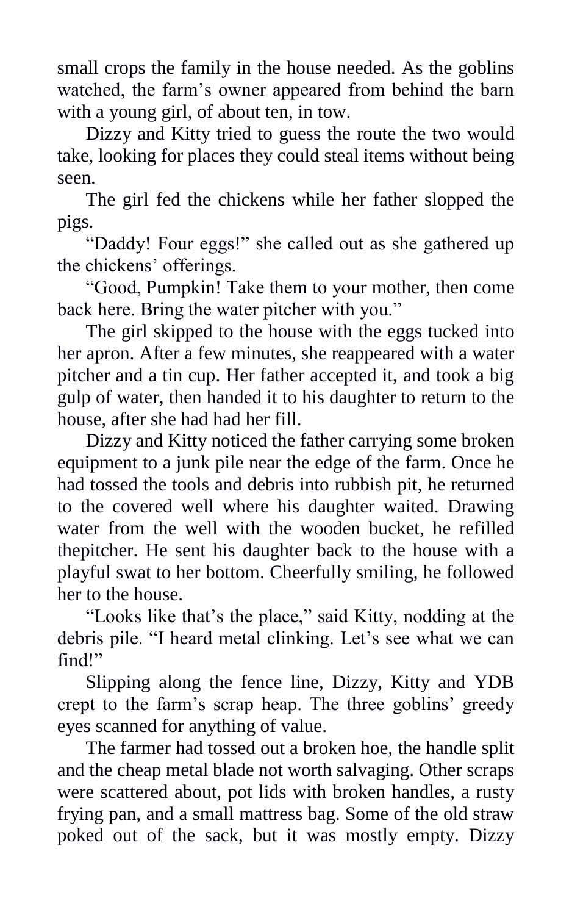small crops the family in the house needed. As the goblins watched, the farm's owner appeared from behind the barn with a young girl, of about ten, in tow.

Dizzy and Kitty tried to guess the route the two would take, looking for places they could steal items without being seen.

The girl fed the chickens while her father slopped the pigs.

"Daddy! Four eggs!" she called out as she gathered up the chickens' offerings.

"Good, Pumpkin! Take them to your mother, then come back here. Bring the water pitcher with you."

The girl skipped to the house with the eggs tucked into her apron. After a few minutes, she reappeared with a water pitcher and a tin cup. Her father accepted it, and took a big gulp of water, then handed it to his daughter to return to the house, after she had had her fill.

Dizzy and Kitty noticed the father carrying some broken equipment to a junk pile near the edge of the farm. Once he had tossed the tools and debris into rubbish pit, he returned to the covered well where his daughter waited. Drawing water from the well with the wooden bucket, he refilled thepitcher. He sent his daughter back to the house with a playful swat to her bottom. Cheerfully smiling, he followed her to the house.

"Looks like that's the place," said Kitty, nodding at the debris pile. "I heard metal clinking. Let's see what we can find!"

Slipping along the fence line, Dizzy, Kitty and YDB crept to the farm's scrap heap. The three goblins' greedy eyes scanned for anything of value.

The farmer had tossed out a broken hoe, the handle split and the cheap metal blade not worth salvaging. Other scraps were scattered about, pot lids with broken handles, a rusty frying pan, and a small mattress bag. Some of the old straw poked out of the sack, but it was mostly empty. Dizzy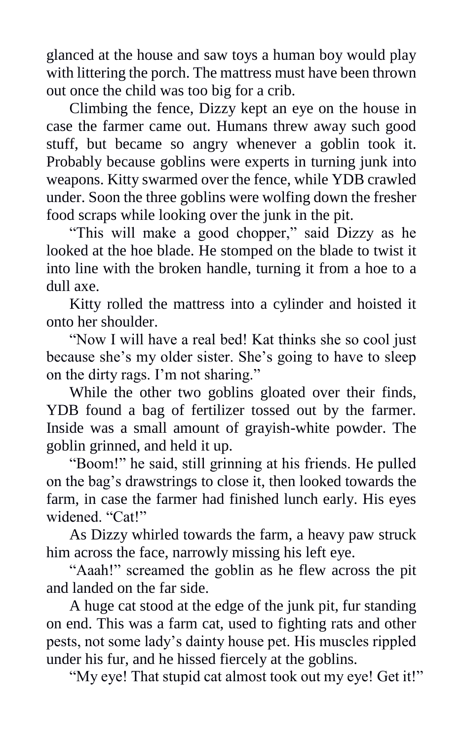glanced at the house and saw toys a human boy would play with littering the porch. The mattress must have been thrown out once the child was too big for a crib.

Climbing the fence, Dizzy kept an eye on the house in case the farmer came out. Humans threw away such good stuff, but became so angry whenever a goblin took it. Probably because goblins were experts in turning junk into weapons. Kitty swarmed over the fence, while YDB crawled under. Soon the three goblins were wolfing down the fresher food scraps while looking over the junk in the pit.

"This will make a good chopper," said Dizzy as he looked at the hoe blade. He stomped on the blade to twist it into line with the broken handle, turning it from a hoe to a dull axe.

Kitty rolled the mattress into a cylinder and hoisted it onto her shoulder.

"Now I will have a real bed! Kat thinks she so cool just because she's my older sister. She's going to have to sleep on the dirty rags. I'm not sharing."

While the other two goblins gloated over their finds, YDB found a bag of fertilizer tossed out by the farmer. Inside was a small amount of grayish-white powder. The goblin grinned, and held it up.

"Boom!" he said, still grinning at his friends. He pulled on the bag's drawstrings to close it, then looked towards the farm, in case the farmer had finished lunch early. His eyes widened. "Cat!"

As Dizzy whirled towards the farm, a heavy paw struck him across the face, narrowly missing his left eye.

"Aaah!" screamed the goblin as he flew across the pit and landed on the far side.

A huge cat stood at the edge of the junk pit, fur standing on end. This was a farm cat, used to fighting rats and other pests, not some lady's dainty house pet. His muscles rippled under his fur, and he hissed fiercely at the goblins.

"My eye! That stupid cat almost took out my eye! Get it!"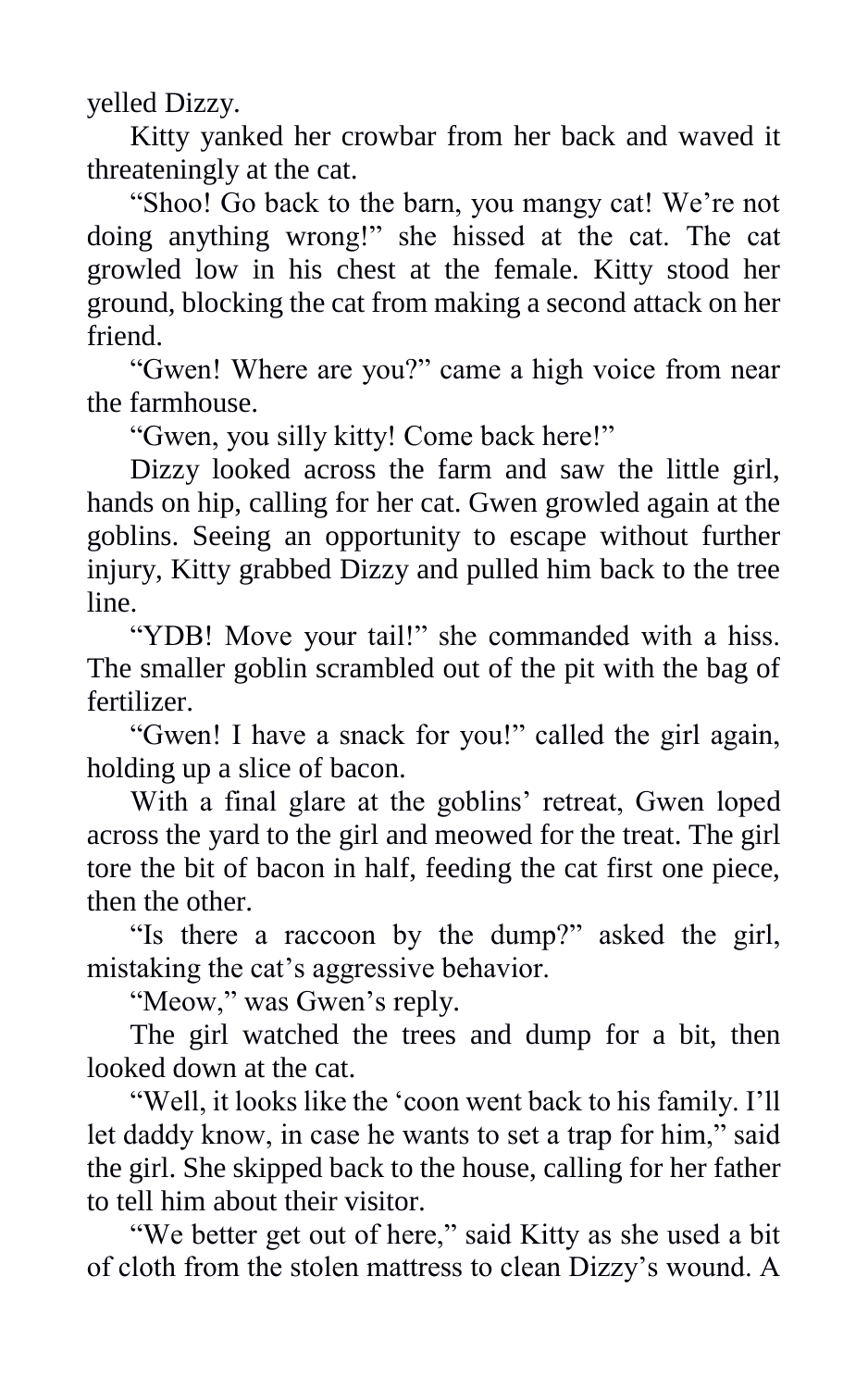yelled Dizzy.

Kitty yanked her crowbar from her back and waved it threateningly at the cat.

"Shoo! Go back to the barn, you mangy cat! We're not doing anything wrong!" she hissed at the cat. The cat growled low in his chest at the female. Kitty stood her ground, blocking the cat from making a second attack on her friend.

"Gwen! Where are you?" came a high voice from near the farmhouse.

"Gwen, you silly kitty! Come back here!"

Dizzy looked across the farm and saw the little girl, hands on hip, calling for her cat. Gwen growled again at the goblins. Seeing an opportunity to escape without further injury, Kitty grabbed Dizzy and pulled him back to the tree line.

"YDB! Move your tail!" she commanded with a hiss. The smaller goblin scrambled out of the pit with the bag of fertilizer.

"Gwen! I have a snack for you!" called the girl again, holding up a slice of bacon.

With a final glare at the goblins' retreat, Gwen loped across the yard to the girl and meowed for the treat. The girl tore the bit of bacon in half, feeding the cat first one piece, then the other.

"Is there a raccoon by the dump?" asked the girl, mistaking the cat's aggressive behavior.

"Meow," was Gwen's reply.

The girl watched the trees and dump for a bit, then looked down at the cat.

"Well, it looks like the 'coon went back to his family. I'll let daddy know, in case he wants to set a trap for him," said the girl. She skipped back to the house, calling for her father to tell him about their visitor.

"We better get out of here," said Kitty as she used a bit of cloth from the stolen mattress to clean Dizzy's wound. A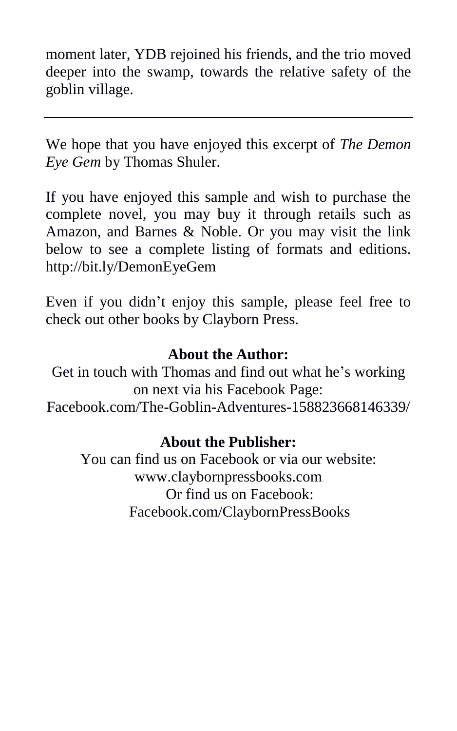moment later, YDB rejoined his friends, and the trio moved deeper into the swamp, towards the relative safety of the goblin village.

---

We hope that you have enjoyed this excerpt of *The Demon Eye Gem* by Thomas Shuler.

If you have enjoyed this sample and wish to purchase the complete novel, you may buy it through retails such as Amazon, and Barnes & Noble. Or you may visit the link below to see a complete listing of formats and editions. http://bit.ly/DemonEyeGem

Even if you didn't enjoy this sample, please feel free to check out other books by Clayborn Press.

**About the Author:**

Get in touch with Thomas and find out what he's working on next via his Facebook Page:
Facebook.com/The-Goblin-Adventures-158823668146339/

**About the Publisher:**

You can find us on Facebook or via our website:
www.claybornpressbooks.com
Or find us on Facebook:
Facebook.com/ClaybornPressBooks